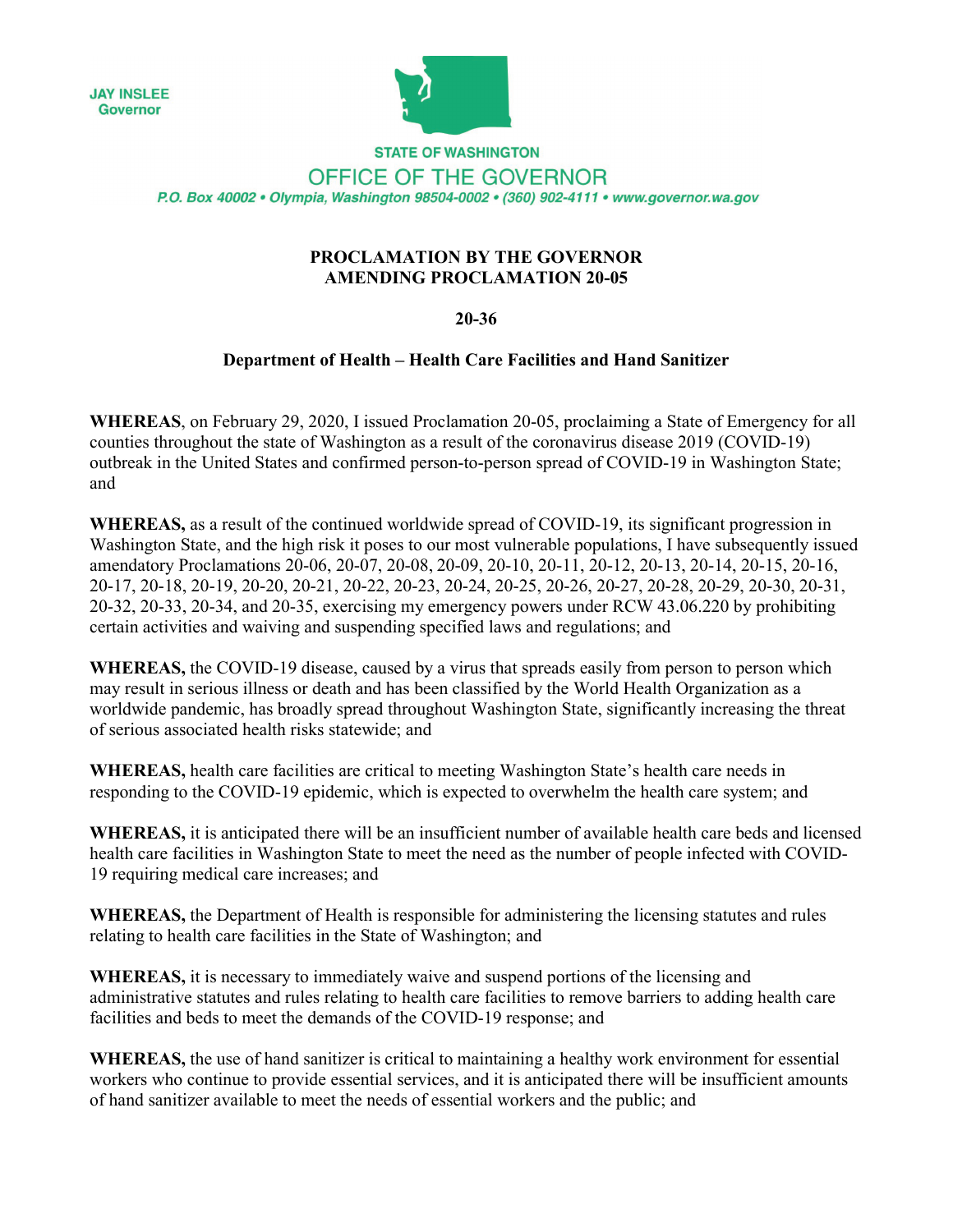JAY INSLEE
Governor

STATE OF WASHINGTON

OFFICE OF THE GOVERNOR

*P.O. Box 40002 • Olympia, Washington 98504-0002 • (360) 902-4111 • www.governor.wa.gov*

# PROCLAMATION BY THE GOVERNOR AMENDING PROCLAMATION 20-05

## 20-36

### Department of Health – Health Care Facilities and Hand Sanitizer

**WHEREAS**, on February 29, 2020, I issued Proclamation 20-05, proclaiming a State of Emergency for all counties throughout the state of Washington as a result of the coronavirus disease 2019 (COVID-19) outbreak in the United States and confirmed person-to-person spread of COVID-19 in Washington State; and

**WHEREAS,** as a result of the continued worldwide spread of COVID-19, its significant progression in Washington State, and the high risk it poses to our most vulnerable populations, I have subsequently issued amendatory Proclamations 20-06, 20-07, 20-08, 20-09, 20-10, 20-11, 20-12, 20-13, 20-14, 20-15, 20-16, 20-17, 20-18, 20-19, 20-20, 20-21, 20-22, 20-23, 20-24, 20-25, 20-26, 20-27, 20-28, 20-29, 20-30, 20-31, 20-32, 20-33, 20-34, and 20-35, exercising my emergency powers under RCW 43.06.220 by prohibiting certain activities and waiving and suspending specified laws and regulations; and

**WHEREAS,** the COVID-19 disease, caused by a virus that spreads easily from person to person which may result in serious illness or death and has been classified by the World Health Organization as a worldwide pandemic, has broadly spread throughout Washington State, significantly increasing the threat of serious associated health risks statewide; and

**WHEREAS,** health care facilities are critical to meeting Washington State's health care needs in responding to the COVID-19 epidemic, which is expected to overwhelm the health care system; and

**WHEREAS,** it is anticipated there will be an insufficient number of available health care beds and licensed health care facilities in Washington State to meet the need as the number of people infected with COVID-19 requiring medical care increases; and

**WHEREAS,** the Department of Health is responsible for administering the licensing statutes and rules relating to health care facilities in the State of Washington; and

**WHEREAS,** it is necessary to immediately waive and suspend portions of the licensing and administrative statutes and rules relating to health care facilities to remove barriers to adding health care facilities and beds to meet the demands of the COVID-19 response; and

**WHEREAS,** the use of hand sanitizer is critical to maintaining a healthy work environment for essential workers who continue to provide essential services, and it is anticipated there will be insufficient amounts of hand sanitizer available to meet the needs of essential workers and the public; and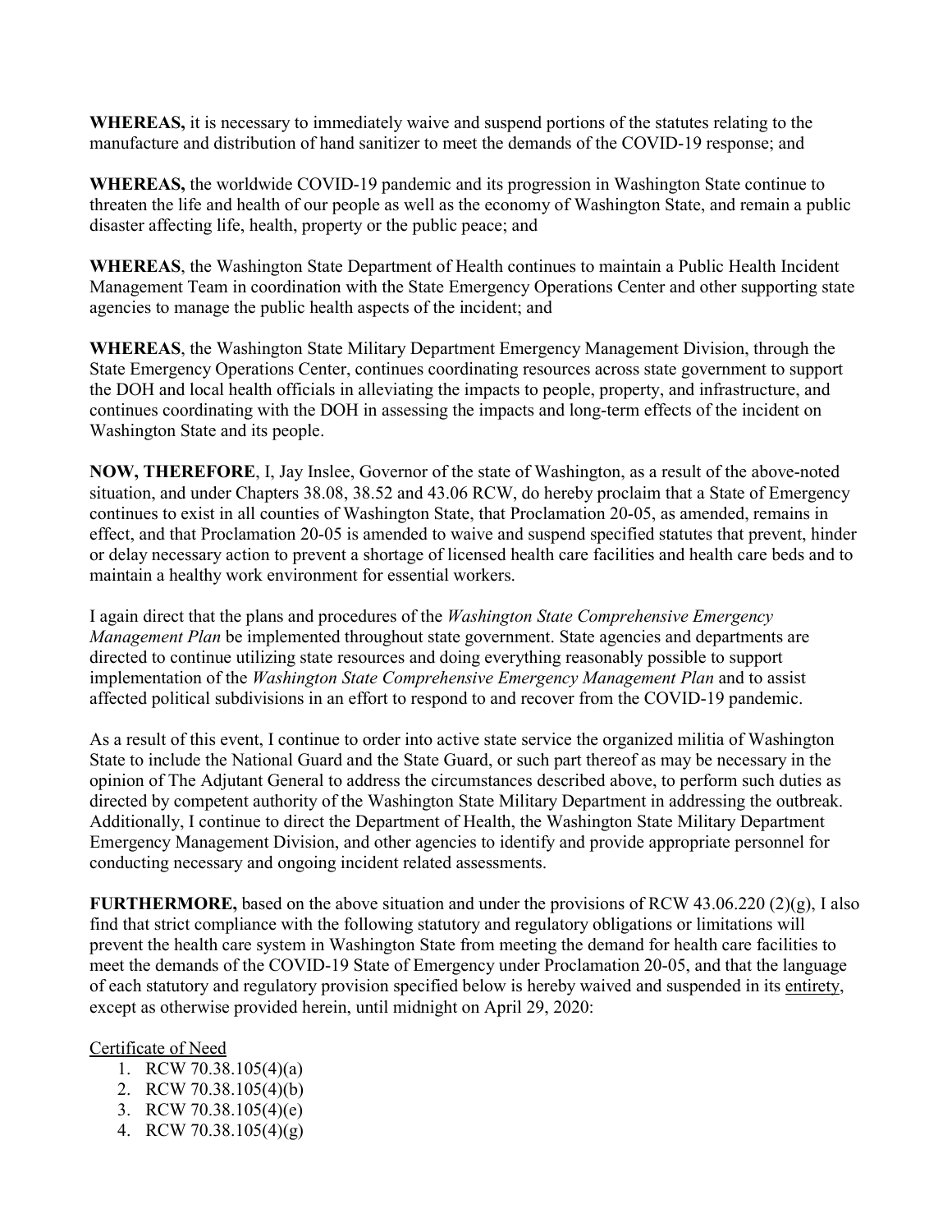**WHEREAS,** it is necessary to immediately waive and suspend portions of the statutes relating to the manufacture and distribution of hand sanitizer to meet the demands of the COVID-19 response; and

**WHEREAS,** the worldwide COVID-19 pandemic and its progression in Washington State continue to threaten the life and health of our people as well as the economy of Washington State, and remain a public disaster affecting life, health, property or the public peace; and

**WHEREAS**, the Washington State Department of Health continues to maintain a Public Health Incident Management Team in coordination with the State Emergency Operations Center and other supporting state agencies to manage the public health aspects of the incident; and

**WHEREAS**, the Washington State Military Department Emergency Management Division, through the State Emergency Operations Center, continues coordinating resources across state government to support the DOH and local health officials in alleviating the impacts to people, property, and infrastructure, and continues coordinating with the DOH in assessing the impacts and long-term effects of the incident on Washington State and its people.

**NOW, THEREFORE**, I, Jay Inslee, Governor of the state of Washington, as a result of the above-noted situation, and under Chapters 38.08, 38.52 and 43.06 RCW, do hereby proclaim that a State of Emergency continues to exist in all counties of Washington State, that Proclamation 20-05, as amended, remains in effect, and that Proclamation 20-05 is amended to waive and suspend specified statutes that prevent, hinder or delay necessary action to prevent a shortage of licensed health care facilities and health care beds and to maintain a healthy work environment for essential workers.

I again direct that the plans and procedures of the *Washington State Comprehensive Emergency Management Plan* be implemented throughout state government. State agencies and departments are directed to continue utilizing state resources and doing everything reasonably possible to support implementation of the *Washington State Comprehensive Emergency Management Plan* and to assist affected political subdivisions in an effort to respond to and recover from the COVID-19 pandemic.

As a result of this event, I continue to order into active state service the organized militia of Washington State to include the National Guard and the State Guard, or such part thereof as may be necessary in the opinion of The Adjutant General to address the circumstances described above, to perform such duties as directed by competent authority of the Washington State Military Department in addressing the outbreak. Additionally, I continue to direct the Department of Health, the Washington State Military Department Emergency Management Division, and other agencies to identify and provide appropriate personnel for conducting necessary and ongoing incident related assessments.

**FURTHERMORE,** based on the above situation and under the provisions of RCW 43.06.220 (2)(g), I also find that strict compliance with the following statutory and regulatory obligations or limitations will prevent the health care system in Washington State from meeting the demand for health care facilities to meet the demands of the COVID-19 State of Emergency under Proclamation 20-05, and that the language of each statutory and regulatory provision specified below is hereby waived and suspended in its entirety, except as otherwise provided herein, until midnight on April 29, 2020:

Certificate of Need

1. RCW 70.38.105(4)(a)
2. RCW 70.38.105(4)(b)
3. RCW 70.38.105(4)(e)
4. RCW 70.38.105(4)(g)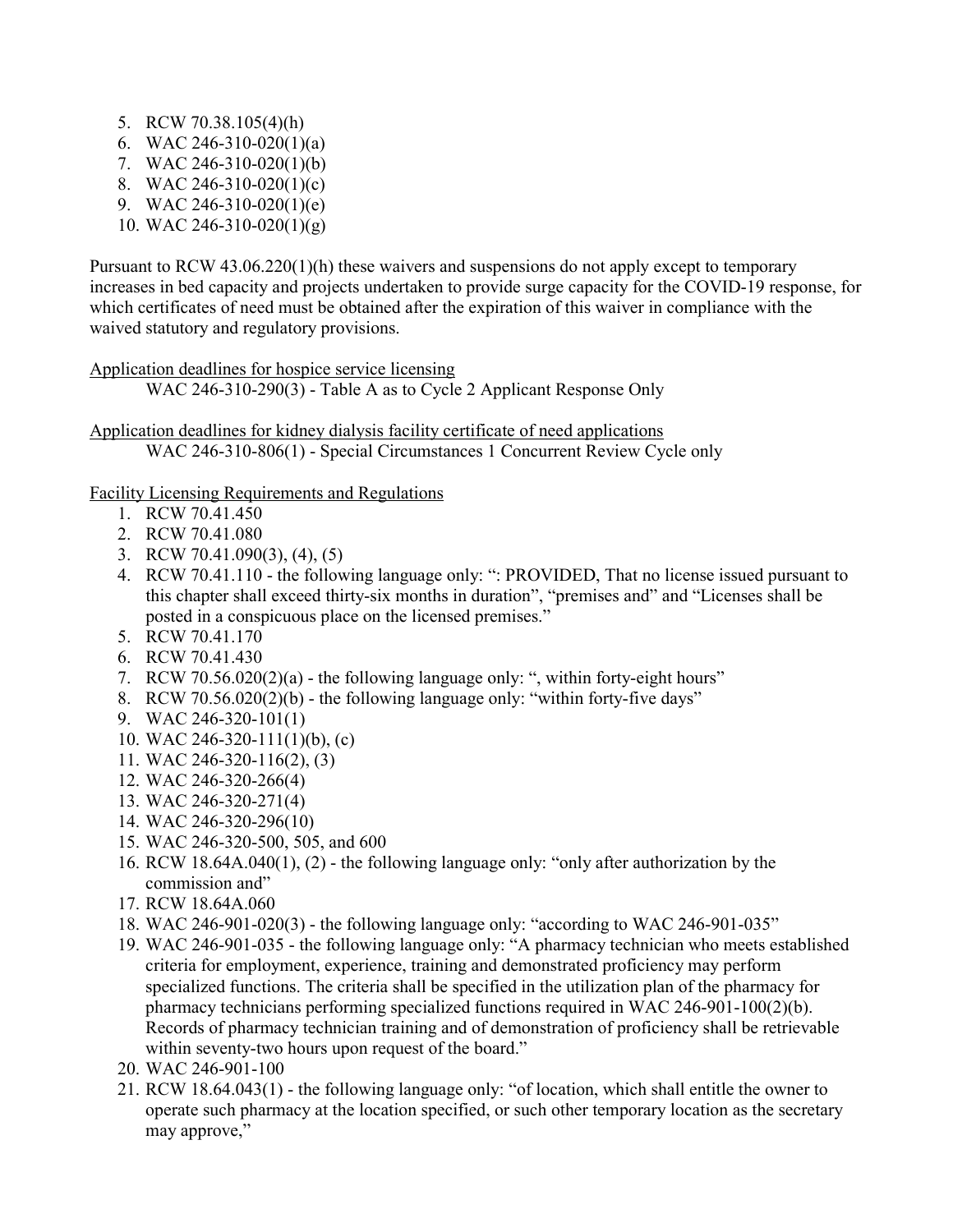5. RCW 70.38.105(4)(h)
6. WAC 246-310-020(1)(a)
7. WAC 246-310-020(1)(b)
8. WAC 246-310-020(1)(c)
9. WAC 246-310-020(1)(e)
10. WAC 246-310-020(1)(g)

Pursuant to RCW 43.06.220(1)(h) these waivers and suspensions do not apply except to temporary increases in bed capacity and projects undertaken to provide surge capacity for the COVID-19 response, for which certificates of need must be obtained after the expiration of this waiver in compliance with the waived statutory and regulatory provisions.

Application deadlines for hospice service licensing

WAC 246-310-290(3) - Table A as to Cycle 2 Applicant Response Only

Application deadlines for kidney dialysis facility certificate of need applications

WAC 246-310-806(1) - Special Circumstances 1 Concurrent Review Cycle only

Facility Licensing Requirements and Regulations

1. RCW 70.41.450
2. RCW 70.41.080
3. RCW 70.41.090(3), (4), (5)
4. RCW 70.41.110 - the following language only: ": PROVIDED, That no license issued pursuant to this chapter shall exceed thirty-six months in duration", "premises and" and "Licenses shall be posted in a conspicuous place on the licensed premises."
5. RCW 70.41.170
6. RCW 70.41.430
7. RCW 70.56.020(2)(a) - the following language only: ", within forty-eight hours"
8. RCW 70.56.020(2)(b) - the following language only: "within forty-five days"
9. WAC 246-320-101(1)
10. WAC 246-320-111(1)(b), (c)
11. WAC 246-320-116(2), (3)
12. WAC 246-320-266(4)
13. WAC 246-320-271(4)
14. WAC 246-320-296(10)
15. WAC 246-320-500, 505, and 600
16. RCW 18.64A.040(1), (2) - the following language only: "only after authorization by the commission and"
17. RCW 18.64A.060
18. WAC 246-901-020(3) - the following language only: "according to WAC 246-901-035"
19. WAC 246-901-035 - the following language only: "A pharmacy technician who meets established criteria for employment, experience, training and demonstrated proficiency may perform specialized functions. The criteria shall be specified in the utilization plan of the pharmacy for pharmacy technicians performing specialized functions required in WAC 246-901-100(2)(b). Records of pharmacy technician training and of demonstration of proficiency shall be retrievable within seventy-two hours upon request of the board."
20. WAC 246-901-100
21. RCW 18.64.043(1) - the following language only: "of location, which shall entitle the owner to operate such pharmacy at the location specified, or such other temporary location as the secretary may approve,"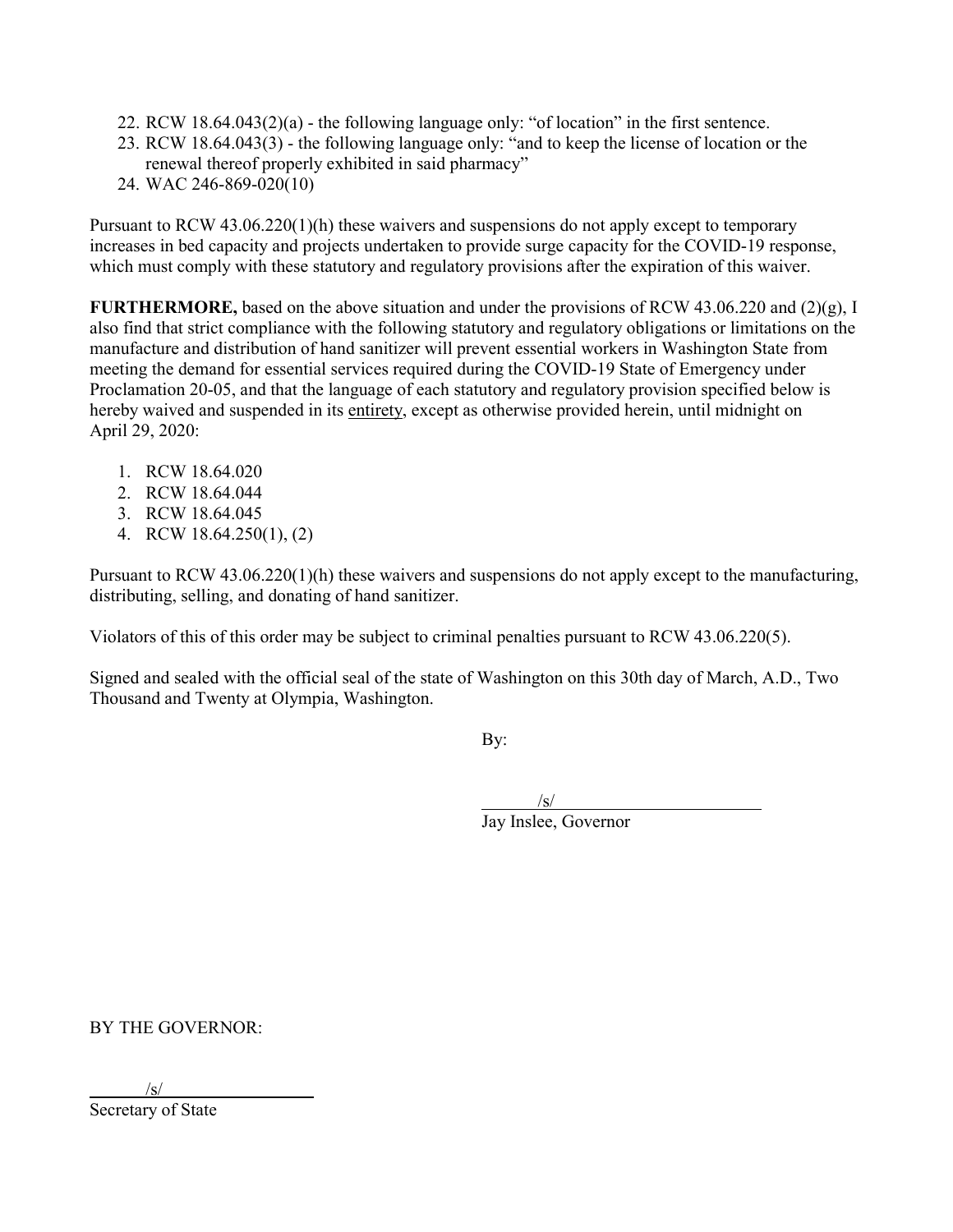22. RCW 18.64.043(2)(a) - the following language only: "of location" in the first sentence.
23. RCW 18.64.043(3) - the following language only: "and to keep the license of location or the renewal thereof properly exhibited in said pharmacy"
24. WAC 246-869-020(10)

Pursuant to RCW 43.06.220(1)(h) these waivers and suspensions do not apply except to temporary increases in bed capacity and projects undertaken to provide surge capacity for the COVID-19 response, which must comply with these statutory and regulatory provisions after the expiration of this waiver.

**FURTHERMORE,** based on the above situation and under the provisions of RCW 43.06.220 and (2)(g), I also find that strict compliance with the following statutory and regulatory obligations or limitations on the manufacture and distribution of hand sanitizer will prevent essential workers in Washington State from meeting the demand for essential services required during the COVID-19 State of Emergency under Proclamation 20-05, and that the language of each statutory and regulatory provision specified below is hereby waived and suspended in its entirety, except as otherwise provided herein, until midnight on April 29, 2020:

1. RCW 18.64.020
2. RCW 18.64.044
3. RCW 18.64.045
4. RCW 18.64.250(1), (2)

Pursuant to RCW 43.06.220(1)(h) these waivers and suspensions do not apply except to the manufacturing, distributing, selling, and donating of hand sanitizer.

Violators of this of this order may be subject to criminal penalties pursuant to RCW 43.06.220(5).

Signed and sealed with the official seal of the state of Washington on this 30th day of March, A.D., Two Thousand and Twenty at Olympia, Washington.

By:

/s/
Jay Inslee, Governor

BY THE GOVERNOR:

/s/
Secretary of State